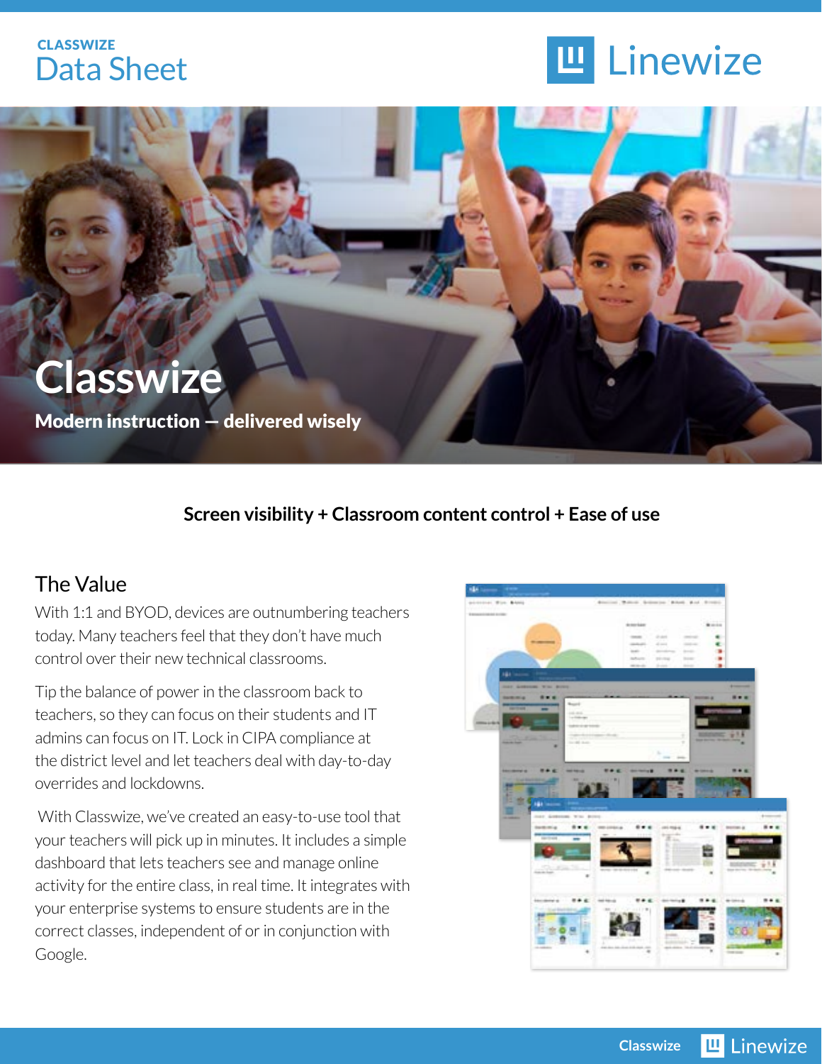CLASSWIZE

# Data Sheet

Linewize

# Classwize

**Modern instruction — delivered wisely**

**Screen visibility + Classroom content control + Ease of use**

## The Value

With 1:1 and BYOD, devices are outnumbering teachers today. Many teachers feel that they don't have much control over their new technical classrooms.

Tip the balance of power in the classroom back to teachers, so they can focus on their students and IT admins can focus on IT. Lock in CIPA compliance at the district level and let teachers deal with day-to-day overrides and lockdowns.

With Classwize, we've created an easy-to-use tool that your teachers will pick up in minutes. It includes a simple dashboard that lets teachers see and manage online activity for the entire class, in real time. It integrates with your enterprise systems to ensure students are in the correct classes, independent of or in conjunction with Google.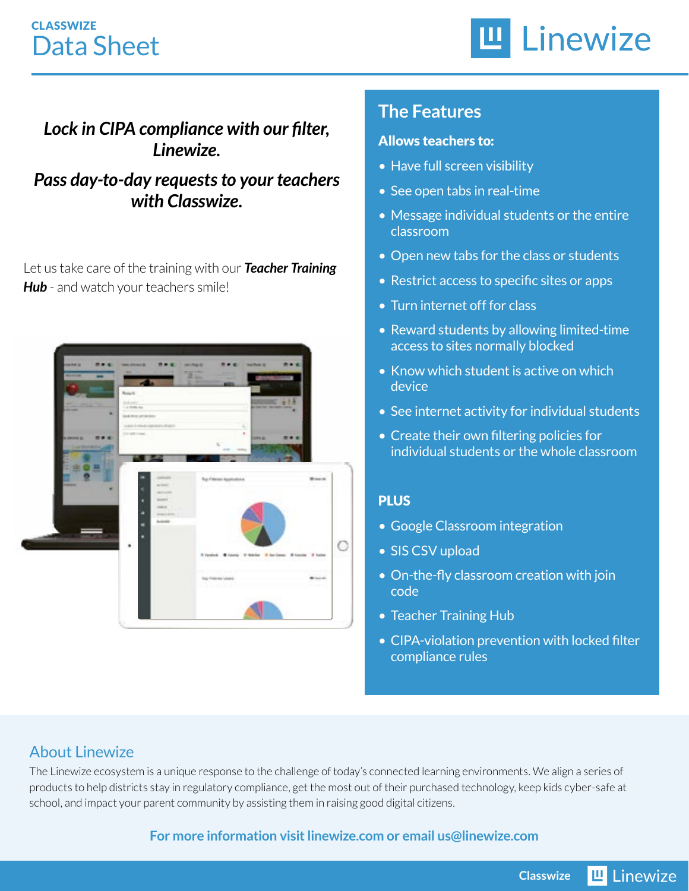CLASSWIZE

# Data Sheet

Linewize

***Lock in CIPA compliance with our filter, Linewize.***

***Pass day-to-day requests to your teachers with Classwize.***

Let us take care of the training with our ***Teacher Training Hub*** - and watch your teachers smile!

## The Features

**Allows teachers to:**

- Have full screen visibility
- See open tabs in real-time
- Message individual students or the entire classroom
- Open new tabs for the class or students
- Restrict access to specific sites or apps
- Turn internet off for class
- Reward students by allowing limited-time access to sites normally blocked
- Know which student is active on which device
- See internet activity for individual students
- Create their own filtering policies for individual students or the whole classroom

**PLUS**

- Google Classroom integration
- SIS CSV upload
- On-the-fly classroom creation with join code
- Teacher Training Hub
- CIPA-violation prevention with locked filter compliance rules

## About Linewize

The Linewize ecosystem is a unique response to the challenge of today's connected learning environments. We align a series of products to help districts stay in regulatory compliance, get the most out of their purchased technology, keep kids cyber-safe at school, and impact your parent community by assisting them in raising good digital citizens.

**For more information visit linewize.com or email us@linewize.com**